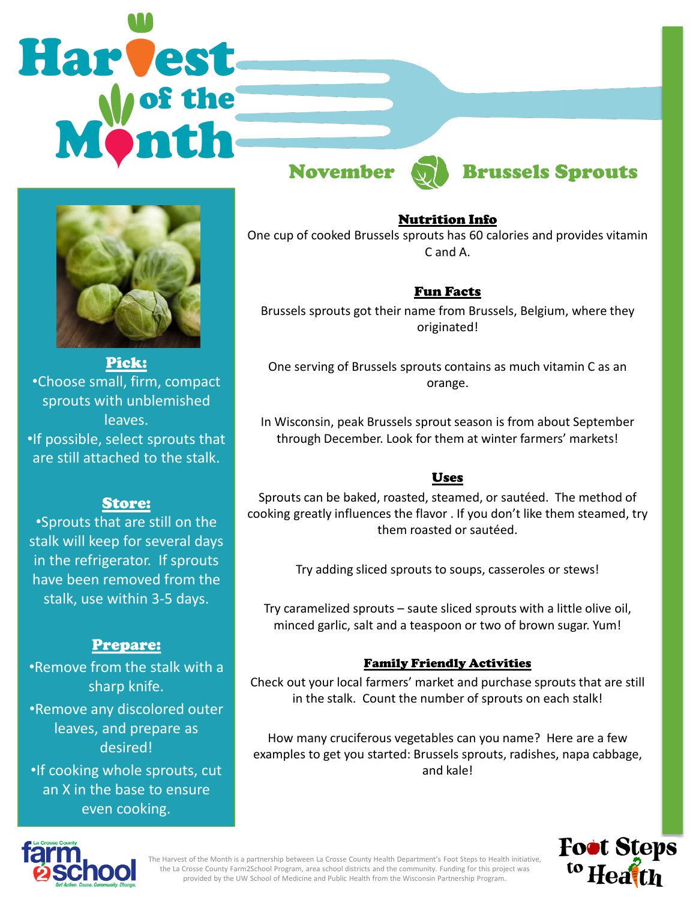# Harvest of the Month

## November — Brussels Sprouts

### Pick:

- Choose small, firm, compact sprouts with unblemished leaves.
- If possible, select sprouts that are still attached to the stalk.

### Store:

- Sprouts that are still on the stalk will keep for several days in the refrigerator. If sprouts have been removed from the stalk, use within 3-5 days.

### Prepare:

- Remove from the stalk with a sharp knife.
- Remove any discolored outer leaves, and prepare as desired!
- If cooking whole sprouts, cut an X in the base to ensure even cooking.

### Nutrition Info

One cup of cooked Brussels sprouts has 60 calories and provides vitamin C and A.

### Fun Facts

Brussels sprouts got their name from Brussels, Belgium, where they originated!

One serving of Brussels sprouts contains as much vitamin C as an orange.

In Wisconsin, peak Brussels sprout season is from about September through December. Look for them at winter farmers' markets!

### Uses

Sprouts can be baked, roasted, steamed, or sautéed. The method of cooking greatly influences the flavor . If you don't like them steamed, try them roasted or sautéed.

Try adding sliced sprouts to soups, casseroles or stews!

Try caramelized sprouts – saute sliced sprouts with a little olive oil, minced garlic, salt and a teaspoon or two of brown sugar. Yum!

### Family Friendly Activities

Check out your local farmers' market and purchase sprouts that are still in the stalk. Count the number of sprouts on each stalk!

How many cruciferous vegetables can you name? Here are a few examples to get you started: Brussels sprouts, radishes, napa cabbage, and kale!

La Crosse County farm 2 school — Get Active. Cause. Community. Change.

The Harvest of the Month is a partnership between La Crosse County Health Department's Foot Steps to Health initiative, the La Crosse County Farm2School Program, area school districts and the community. Funding for this project was provided by the UW School of Medicine and Public Health from the Wisconsin Partnership Program.

Foot Steps to Health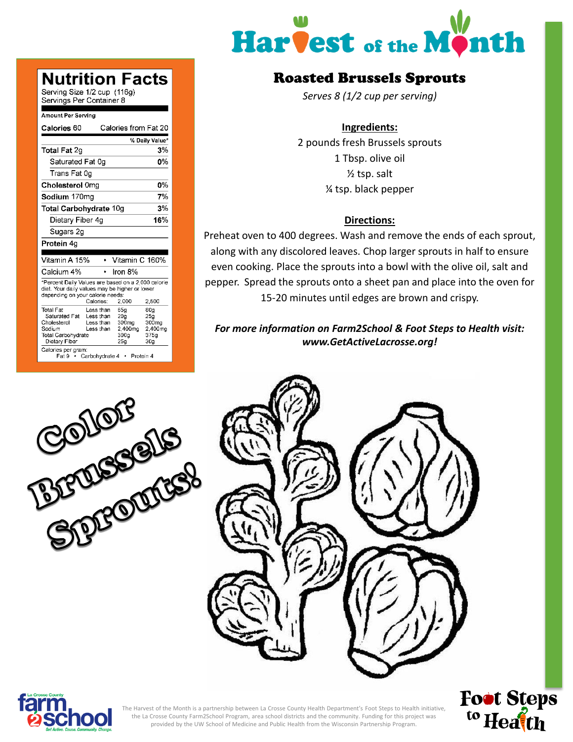# Harvest of the Month

## Nutrition Facts

Serving Size 1/2 cup (116g)
Servings Per Container 8

| Amount Per Serving | |
|---|---|
| **Calories** 60 | Calories from Fat 20 |
| | % Daily Value* |
| **Total Fat** 2g | 3% |
| Saturated Fat 0g | 0% |
| Trans Fat 0g | |
| **Cholesterol** 0mg | 0% |
| **Sodium** 170mg | 7% |
| **Total Carbohydrate** 10g | 3% |
| Dietary Fiber 4g | 16% |
| Sugars 2g | |
| **Protein** 4g | |

| | |
|---|---|
| Vitamin A 15% | Vitamin C 160% |
| Calcium 4% | Iron 8% |

*Percent Daily Values are based on a 2,000 calorie diet. Your daily values may be higher or lower depending on your calorie needs:

| | Calories: | 2,000 | 2,500 |
|---|---|---|---|
| Total Fat | Less than | 65g | 80g |
| Saturated Fat | Less than | 20g | 25g |
| Cholesterol | Less than | 300mg | 300mg |
| Sodium | Less than | 2,400mg | 2,400mg |
| Total Carbohydrate | | 300g | 375g |
| Dietary Fiber | | 25g | 30g |

Calories per gram:
Fat 9 • Carbohydrate 4 • Protein 4

## Roasted Brussels Sprouts

*Serves 8 (1/2 cup per serving)*

**Ingredients:**

2 pounds fresh Brussels sprouts
1 Tbsp. olive oil
½ tsp. salt
¼ tsp. black pepper

**Directions:**

Preheat oven to 400 degrees. Wash and remove the ends of each sprout, along with any discolored leaves. Chop larger sprouts in half to ensure even cooking. Place the sprouts into a bowl with the olive oil, salt and pepper. Spread the sprouts onto a sheet pan and place into the oven for 15-20 minutes until edges are brown and crispy.

***For more information on Farm2School & Foot Steps to Health visit: www.GetActiveLacrosse.org!***

Color Brussels Sprouts!

La Crosse County farm 2 school — Get Active. Cause. Community. Change.

The Harvest of the Month is a partnership between La Crosse County Health Department's Foot Steps to Health initiative, the La Crosse County Farm2School Program, area school districts and the community. Funding for this project was provided by the UW School of Medicine and Public Health from the Wisconsin Partnership Program.

Foot Steps to Health